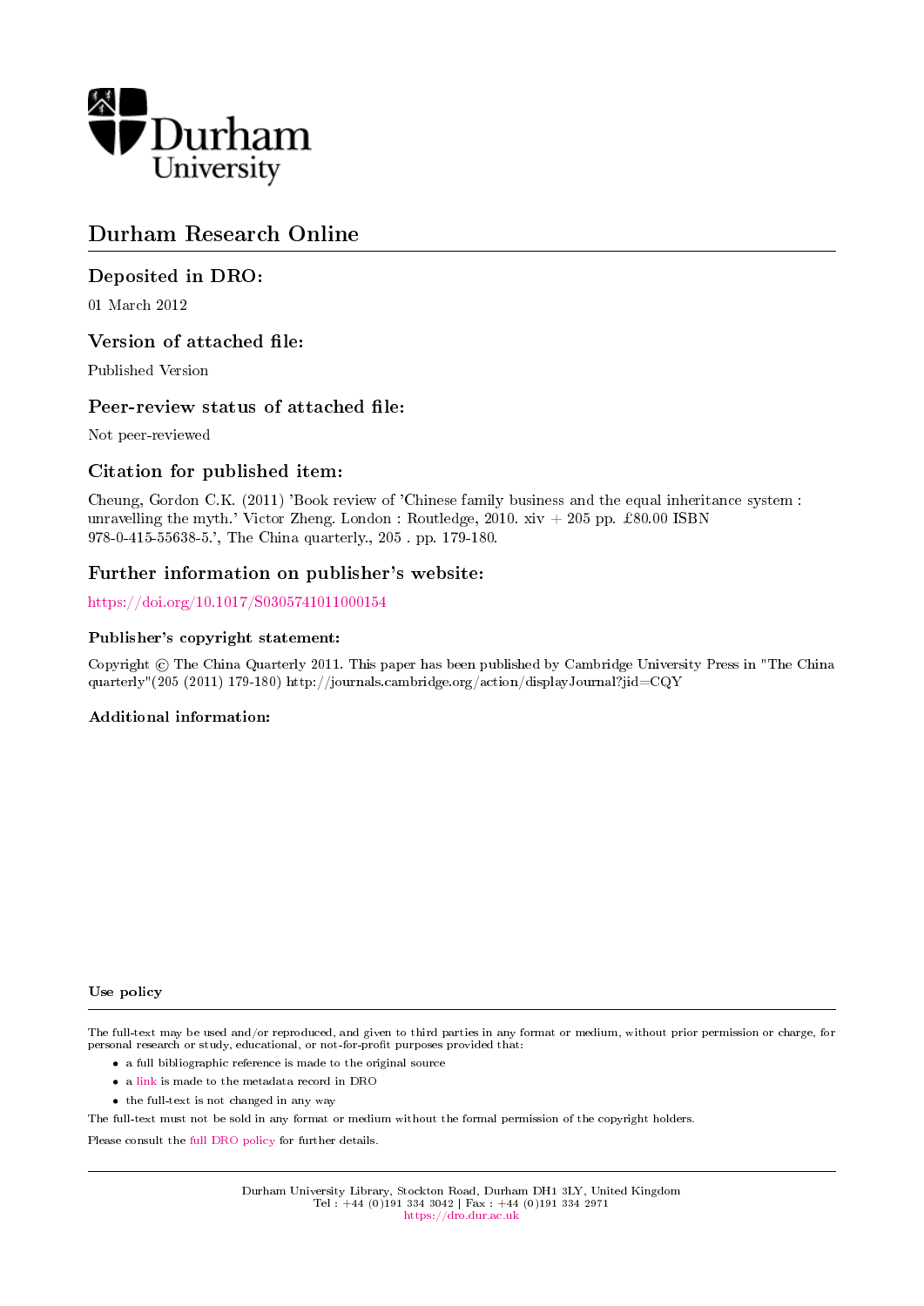Durham University

# Durham Research Online

## Deposited in DRO:

01 March 2012

## Version of attached file:

Published Version

## Peer-review status of attached file:

Not peer-reviewed

## Citation for published item:

Cheung, Gordon C.K. (2011) 'Book review of 'Chinese family business and the equal inheritance system : unravelling the myth.' Victor Zheng. London : Routledge, 2010. xiv + 205 pp. £80.00 ISBN 978-0-415-55638-5.', The China quarterly., 205 . pp. 179-180.

## Further information on publisher's website:

https://doi.org/10.1017/S0305741011000154

### Publisher's copyright statement:

Copyright © The China Quarterly 2011. This paper has been published by Cambridge University Press in "The China quarterly"(205 (2011) 179-180) http://journals.cambridge.org/action/displayJournal?jid=CQY

### Additional information:

### Use policy

The full-text may be used and/or reproduced, and given to third parties in any format or medium, without prior permission or charge, for personal research or study, educational, or not-for-profit purposes provided that:

- a full bibliographic reference is made to the original source
- a link is made to the metadata record in DRO
- the full-text is not changed in any way

The full-text must not be sold in any format or medium without the formal permission of the copyright holders.

Please consult the full DRO policy for further details.

Durham University Library, Stockton Road, Durham DH1 3LY, United Kingdom
Tel : +44 (0)191 334 3042 | Fax : +44 (0)191 334 2971
https://dro.dur.ac.uk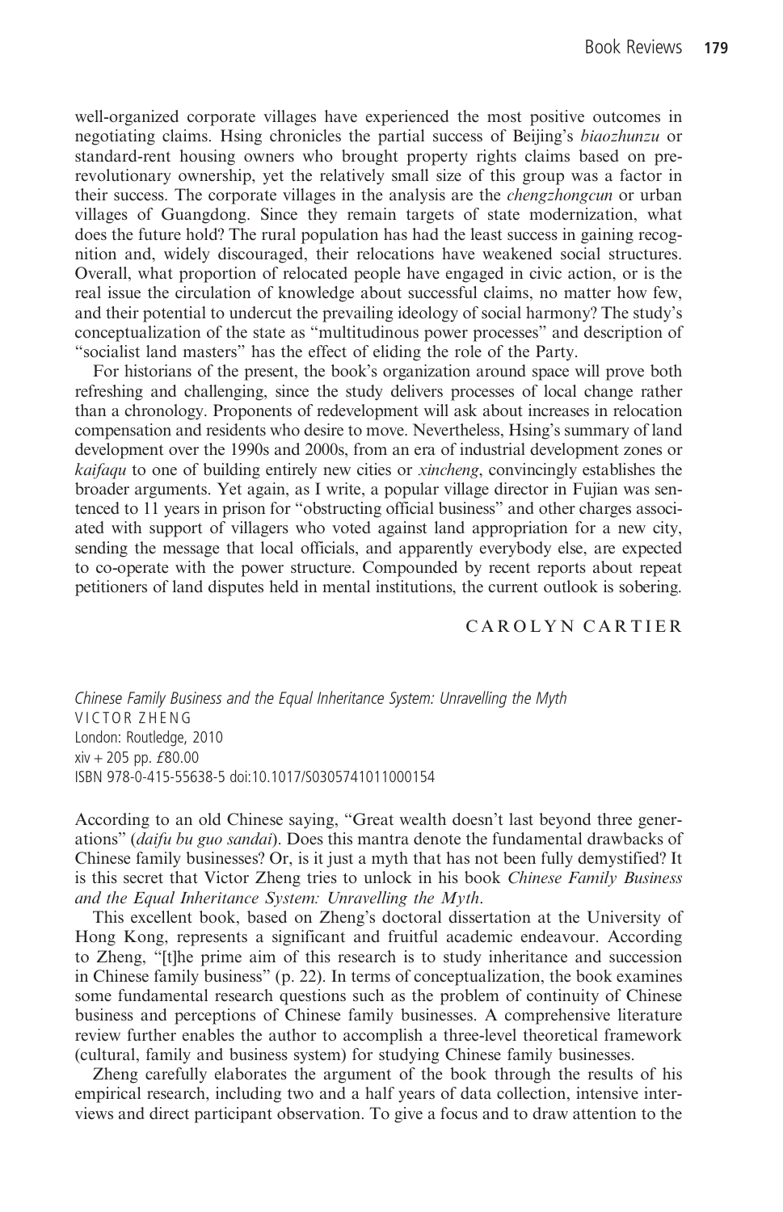well-organized corporate villages have experienced the most positive outcomes in negotiating claims. Hsing chronicles the partial success of Beijing's *biaozhunzu* or standard-rent housing owners who brought property rights claims based on pre-revolutionary ownership, yet the relatively small size of this group was a factor in their success. The corporate villages in the analysis are the *chengzhongcun* or urban villages of Guangdong. Since they remain targets of state modernization, what does the future hold? The rural population has had the least success in gaining recognition and, widely discouraged, their relocations have weakened social structures. Overall, what proportion of relocated people have engaged in civic action, or is the real issue the circulation of knowledge about successful claims, no matter how few, and their potential to undercut the prevailing ideology of social harmony? The study's conceptualization of the state as "multitudinous power processes" and description of "socialist land masters" has the effect of eliding the role of the Party.

For historians of the present, the book's organization around space will prove both refreshing and challenging, since the study delivers processes of local change rather than a chronology. Proponents of redevelopment will ask about increases in relocation compensation and residents who desire to move. Nevertheless, Hsing's summary of land development over the 1990s and 2000s, from an era of industrial development zones or *kaifaqu* to one of building entirely new cities or *xincheng*, convincingly establishes the broader arguments. Yet again, as I write, a popular village director in Fujian was sentenced to 11 years in prison for "obstructing official business" and other charges associated with support of villagers who voted against land appropriation for a new city, sending the message that local officials, and apparently everybody else, are expected to co-operate with the power structure. Compounded by recent reports about repeat petitioners of land disputes held in mental institutions, the current outlook is sobering.

CAROLYN CARTIER

*Chinese Family Business and the Equal Inheritance System: Unravelling the Myth*
VICTOR ZHENG
London: Routledge, 2010
xiv + 205 pp. £80.00
ISBN 978-0-415-55638-5 doi:10.1017/S0305741011000154

According to an old Chinese saying, "Great wealth doesn't last beyond three generations" (*daifu bu guo sandai*). Does this mantra denote the fundamental drawbacks of Chinese family businesses? Or, is it just a myth that has not been fully demystified? It is this secret that Victor Zheng tries to unlock in his book *Chinese Family Business and the Equal Inheritance System: Unravelling the Myth*.

This excellent book, based on Zheng's doctoral dissertation at the University of Hong Kong, represents a significant and fruitful academic endeavour. According to Zheng, "[t]he prime aim of this research is to study inheritance and succession in Chinese family business" (p. 22). In terms of conceptualization, the book examines some fundamental research questions such as the problem of continuity of Chinese business and perceptions of Chinese family businesses. A comprehensive literature review further enables the author to accomplish a three-level theoretical framework (cultural, family and business system) for studying Chinese family businesses.

Zheng carefully elaborates the argument of the book through the results of his empirical research, including two and a half years of data collection, intensive interviews and direct participant observation. To give a focus and to draw attention to the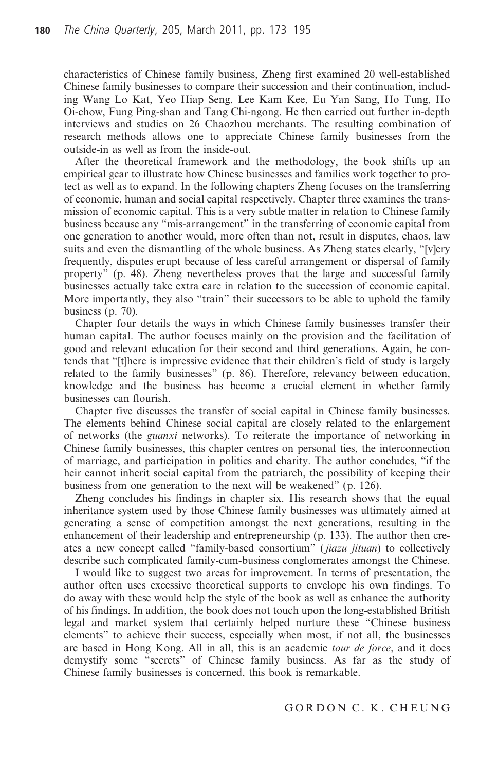characteristics of Chinese family business, Zheng first examined 20 well-established Chinese family businesses to compare their succession and their continuation, including Wang Lo Kat, Yeo Hiap Seng, Lee Kam Kee, Eu Yan Sang, Ho Tung, Ho Oi-chow, Fung Ping-shan and Tang Chi-ngong. He then carried out further in-depth interviews and studies on 26 Chaozhou merchants. The resulting combination of research methods allows one to appreciate Chinese family businesses from the outside-in as well as from the inside-out.

After the theoretical framework and the methodology, the book shifts up an empirical gear to illustrate how Chinese businesses and families work together to protect as well as to expand. In the following chapters Zheng focuses on the transferring of economic, human and social capital respectively. Chapter three examines the transmission of economic capital. This is a very subtle matter in relation to Chinese family business because any "mis-arrangement" in the transferring of economic capital from one generation to another would, more often than not, result in disputes, chaos, law suits and even the dismantling of the whole business. As Zheng states clearly, "[v]ery frequently, disputes erupt because of less careful arrangement or dispersal of family property" (p. 48). Zheng nevertheless proves that the large and successful family businesses actually take extra care in relation to the succession of economic capital. More importantly, they also "train" their successors to be able to uphold the family business (p. 70).

Chapter four details the ways in which Chinese family businesses transfer their human capital. The author focuses mainly on the provision and the facilitation of good and relevant education for their second and third generations. Again, he contends that "[t]here is impressive evidence that their children's field of study is largely related to the family businesses" (p. 86). Therefore, relevancy between education, knowledge and the business has become a crucial element in whether family businesses can flourish.

Chapter five discusses the transfer of social capital in Chinese family businesses. The elements behind Chinese social capital are closely related to the enlargement of networks (the *guanxi* networks). To reiterate the importance of networking in Chinese family businesses, this chapter centres on personal ties, the interconnection of marriage, and participation in politics and charity. The author concludes, "if the heir cannot inherit social capital from the patriarch, the possibility of keeping their business from one generation to the next will be weakened" (p. 126).

Zheng concludes his findings in chapter six. His research shows that the equal inheritance system used by those Chinese family businesses was ultimately aimed at generating a sense of competition amongst the next generations, resulting in the enhancement of their leadership and entrepreneurship (p. 133). The author then creates a new concept called "family-based consortium" (*jiazu jituan*) to collectively describe such complicated family-cum-business conglomerates amongst the Chinese.

I would like to suggest two areas for improvement. In terms of presentation, the author often uses excessive theoretical supports to envelope his own findings. To do away with these would help the style of the book as well as enhance the authority of his findings. In addition, the book does not touch upon the long-established British legal and market system that certainly helped nurture these "Chinese business elements" to achieve their success, especially when most, if not all, the businesses are based in Hong Kong. All in all, this is an academic *tour de force*, and it does demystify some "secrets" of Chinese family business. As far as the study of Chinese family businesses is concerned, this book is remarkable.

GORDON C. K. CHEUNG